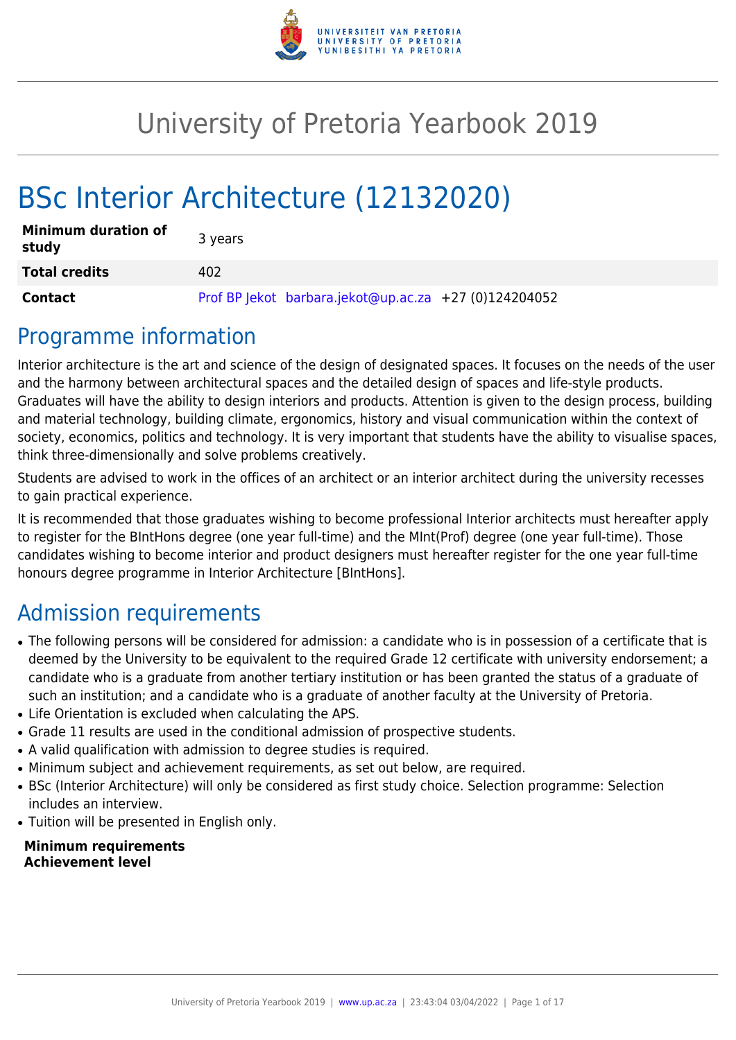# University of Pretoria Yearbook 2019

# BSc Interior Architecture (12132020)

| | |
|---|---|
| **Minimum duration of study** | 3 years |
| **Total credits** | 402 |
| **Contact** | Prof BP Jekot barbara.jekot@up.ac.za +27 (0)124204052 |

## Programme information

Interior architecture is the art and science of the design of designated spaces. It focuses on the needs of the user and the harmony between architectural spaces and the detailed design of spaces and life-style products. Graduates will have the ability to design interiors and products. Attention is given to the design process, building and material technology, building climate, ergonomics, history and visual communication within the context of society, economics, politics and technology. It is very important that students have the ability to visualise spaces, think three-dimensionally and solve problems creatively.

Students are advised to work in the offices of an architect or an interior architect during the university recesses to gain practical experience.

It is recommended that those graduates wishing to become professional Interior architects must hereafter apply to register for the BIntHons degree (one year full-time) and the MInt(Prof) degree (one year full-time). Those candidates wishing to become interior and product designers must hereafter register for the one year full-time honours degree programme in Interior Architecture [BIntHons].

## Admission requirements

- The following persons will be considered for admission: a candidate who is in possession of a certificate that is deemed by the University to be equivalent to the required Grade 12 certificate with university endorsement; a candidate who is a graduate from another tertiary institution or has been granted the status of a graduate of such an institution; and a candidate who is a graduate of another faculty at the University of Pretoria.
- Life Orientation is excluded when calculating the APS.
- Grade 11 results are used in the conditional admission of prospective students.
- A valid qualification with admission to degree studies is required.
- Minimum subject and achievement requirements, as set out below, are required.
- BSc (Interior Architecture) will only be considered as first study choice. Selection programme: Selection includes an interview.
- Tuition will be presented in English only.

**Minimum requirements**
**Achievement level**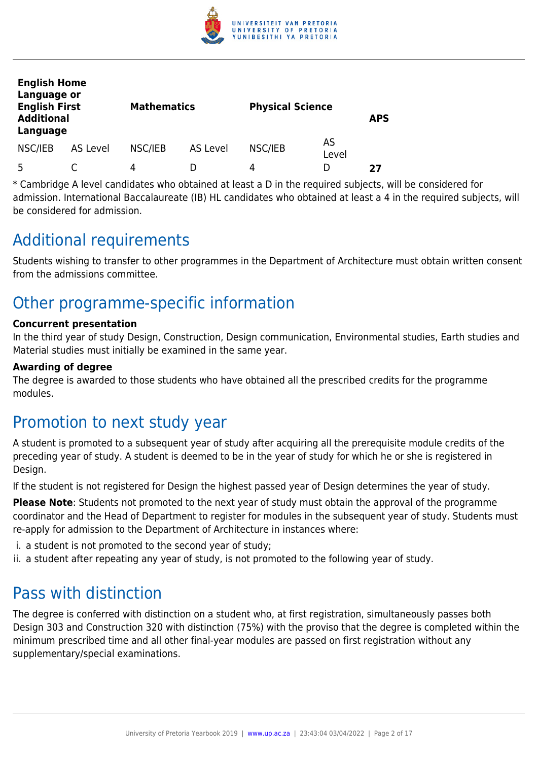| English Home Language or English First Additional Language | | Mathematics | | Physical Science | | APS |
|---|---|---|---|---|---|---|
| NSC/IEB | AS Level | NSC/IEB | AS Level | NSC/IEB | AS Level | |
| 5 | C | 4 | D | 4 | D | **27** |

* Cambridge A level candidates who obtained at least a D in the required subjects, will be considered for admission. International Baccalaureate (IB) HL candidates who obtained at least a 4 in the required subjects, will be considered for admission.

## Additional requirements

Students wishing to transfer to other programmes in the Department of Architecture must obtain written consent from the admissions committee.

## Other programme-specific information

**Concurrent presentation**
In the third year of study Design, Construction, Design communication, Environmental studies, Earth studies and Material studies must initially be examined in the same year.

**Awarding of degree**
The degree is awarded to those students who have obtained all the prescribed credits for the programme modules.

## Promotion to next study year

A student is promoted to a subsequent year of study after acquiring all the prerequisite module credits of the preceding year of study. A student is deemed to be in the year of study for which he or she is registered in Design.

If the student is not registered for Design the highest passed year of Design determines the year of study.

**Please Note**: Students not promoted to the next year of study must obtain the approval of the programme coordinator and the Head of Department to register for modules in the subsequent year of study. Students must re-apply for admission to the Department of Architecture in instances where:

i. a student is not promoted to the second year of study;
ii. a student after repeating any year of study, is not promoted to the following year of study.

## Pass with distinction

The degree is conferred with distinction on a student who, at first registration, simultaneously passes both Design 303 and Construction 320 with distinction (75%) with the proviso that the degree is completed within the minimum prescribed time and all other final-year modules are passed on first registration without any supplementary/special examinations.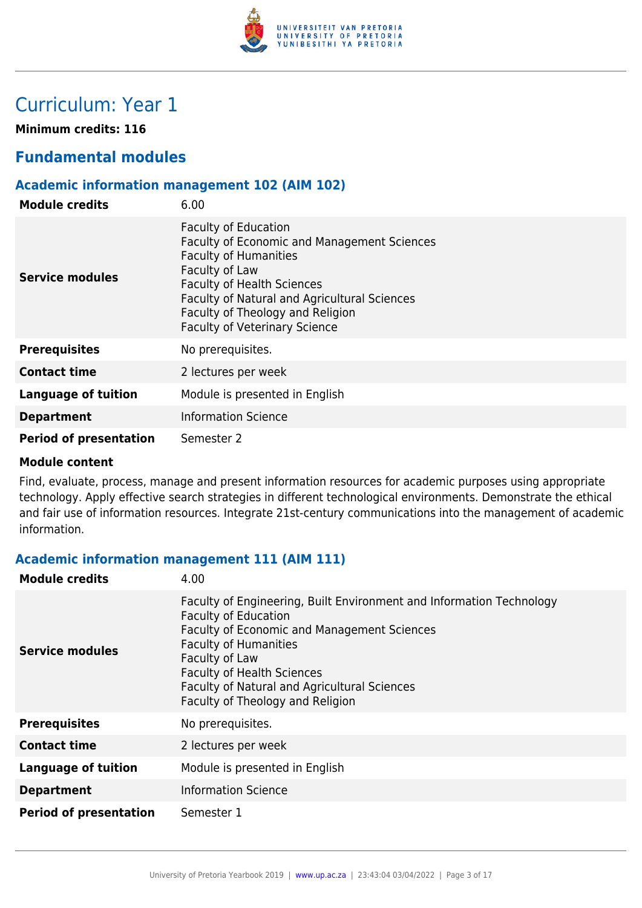# Curriculum: Year 1

**Minimum credits: 116**

## Fundamental modules

### Academic information management 102 (AIM 102)

| | |
|---|---|
| **Module credits** | 6.00 |
| **Service modules** | Faculty of Education<br>Faculty of Economic and Management Sciences<br>Faculty of Humanities<br>Faculty of Law<br>Faculty of Health Sciences<br>Faculty of Natural and Agricultural Sciences<br>Faculty of Theology and Religion<br>Faculty of Veterinary Science |
| **Prerequisites** | No prerequisites. |
| **Contact time** | 2 lectures per week |
| **Language of tuition** | Module is presented in English |
| **Department** | Information Science |
| **Period of presentation** | Semester 2 |

**Module content**

Find, evaluate, process, manage and present information resources for academic purposes using appropriate technology. Apply effective search strategies in different technological environments. Demonstrate the ethical and fair use of information resources. Integrate 21st-century communications into the management of academic information.

### Academic information management 111 (AIM 111)

| | |
|---|---|
| **Module credits** | 4.00 |
| **Service modules** | Faculty of Engineering, Built Environment and Information Technology<br>Faculty of Education<br>Faculty of Economic and Management Sciences<br>Faculty of Humanities<br>Faculty of Law<br>Faculty of Health Sciences<br>Faculty of Natural and Agricultural Sciences<br>Faculty of Theology and Religion |
| **Prerequisites** | No prerequisites. |
| **Contact time** | 2 lectures per week |
| **Language of tuition** | Module is presented in English |
| **Department** | Information Science |
| **Period of presentation** | Semester 1 |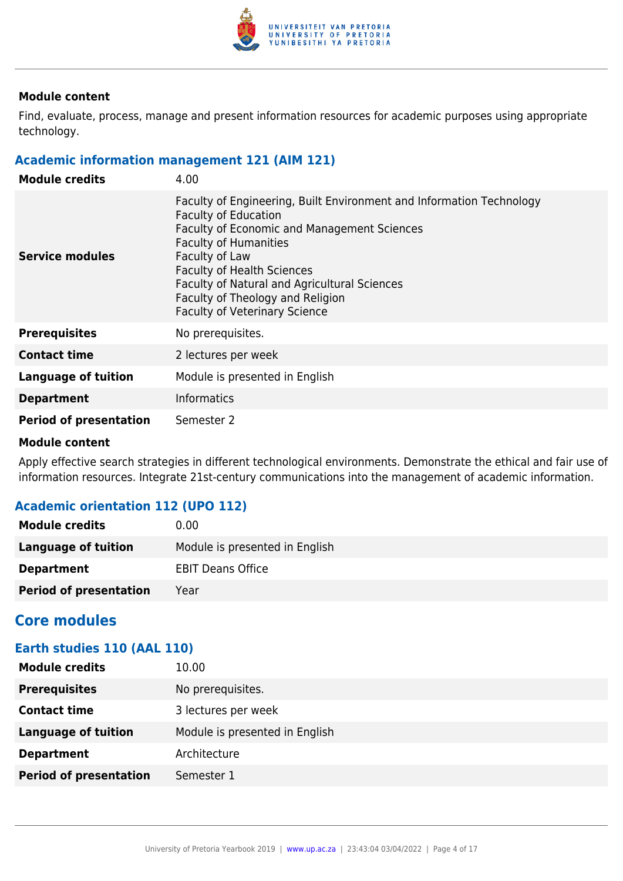**Module content**

Find, evaluate, process, manage and present information resources for academic purposes using appropriate technology.

### Academic information management 121 (AIM 121)

| | |
|---|---|
| **Module credits** | 4.00 |
| **Service modules** | Faculty of Engineering, Built Environment and Information Technology<br>Faculty of Education<br>Faculty of Economic and Management Sciences<br>Faculty of Humanities<br>Faculty of Law<br>Faculty of Health Sciences<br>Faculty of Natural and Agricultural Sciences<br>Faculty of Theology and Religion<br>Faculty of Veterinary Science |
| **Prerequisites** | No prerequisites. |
| **Contact time** | 2 lectures per week |
| **Language of tuition** | Module is presented in English |
| **Department** | Informatics |
| **Period of presentation** | Semester 2 |

**Module content**

Apply effective search strategies in different technological environments. Demonstrate the ethical and fair use of information resources. Integrate 21st-century communications into the management of academic information.

### Academic orientation 112 (UPO 112)

| | |
|---|---|
| **Module credits** | 0.00 |
| **Language of tuition** | Module is presented in English |
| **Department** | EBIT Deans Office |
| **Period of presentation** | Year |

## Core modules

### Earth studies 110 (AAL 110)

| | |
|---|---|
| **Module credits** | 10.00 |
| **Prerequisites** | No prerequisites. |
| **Contact time** | 3 lectures per week |
| **Language of tuition** | Module is presented in English |
| **Department** | Architecture |
| **Period of presentation** | Semester 1 |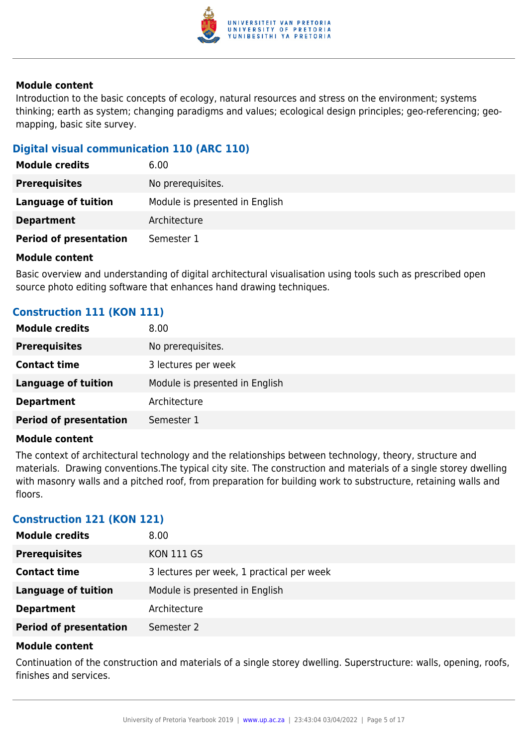**Module content**

Introduction to the basic concepts of ecology, natural resources and stress on the environment; systems thinking; earth as system; changing paradigms and values; ecological design principles; geo-referencing; geo-mapping, basic site survey.

### Digital visual communication 110 (ARC 110)

| | |
|---|---|
| **Module credits** | 6.00 |
| **Prerequisites** | No prerequisites. |
| **Language of tuition** | Module is presented in English |
| **Department** | Architecture |
| **Period of presentation** | Semester 1 |

**Module content**

Basic overview and understanding of digital architectural visualisation using tools such as prescribed open source photo editing software that enhances hand drawing techniques.

### Construction 111 (KON 111)

| | |
|---|---|
| **Module credits** | 8.00 |
| **Prerequisites** | No prerequisites. |
| **Contact time** | 3 lectures per week |
| **Language of tuition** | Module is presented in English |
| **Department** | Architecture |
| **Period of presentation** | Semester 1 |

**Module content**

The context of architectural technology and the relationships between technology, theory, structure and materials. Drawing conventions.The typical city site. The construction and materials of a single storey dwelling with masonry walls and a pitched roof, from preparation for building work to substructure, retaining walls and floors.

### Construction 121 (KON 121)

| | |
|---|---|
| **Module credits** | 8.00 |
| **Prerequisites** | KON 111 GS |
| **Contact time** | 3 lectures per week, 1 practical per week |
| **Language of tuition** | Module is presented in English |
| **Department** | Architecture |
| **Period of presentation** | Semester 2 |

**Module content**

Continuation of the construction and materials of a single storey dwelling. Superstructure: walls, opening, roofs, finishes and services.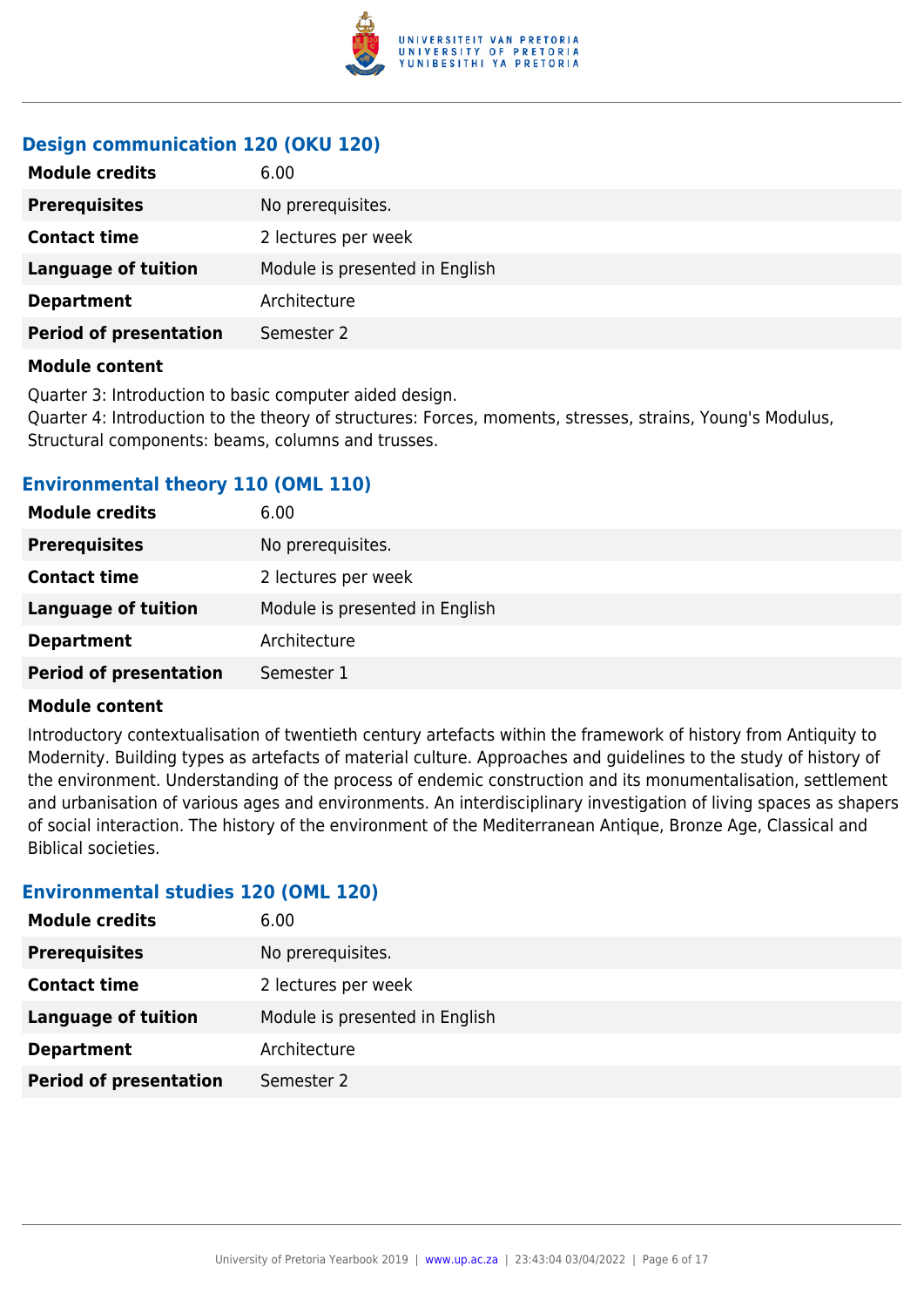### Design communication 120 (OKU 120)

| | |
|---|---|
| **Module credits** | 6.00 |
| **Prerequisites** | No prerequisites. |
| **Contact time** | 2 lectures per week |
| **Language of tuition** | Module is presented in English |
| **Department** | Architecture |
| **Period of presentation** | Semester 2 |

**Module content**

Quarter 3: Introduction to basic computer aided design.
Quarter 4: Introduction to the theory of structures: Forces, moments, stresses, strains, Young's Modulus, Structural components: beams, columns and trusses.

### Environmental theory 110 (OML 110)

| | |
|---|---|
| **Module credits** | 6.00 |
| **Prerequisites** | No prerequisites. |
| **Contact time** | 2 lectures per week |
| **Language of tuition** | Module is presented in English |
| **Department** | Architecture |
| **Period of presentation** | Semester 1 |

**Module content**

Introductory contextualisation of twentieth century artefacts within the framework of history from Antiquity to Modernity. Building types as artefacts of material culture. Approaches and guidelines to the study of history of the environment. Understanding of the process of endemic construction and its monumentalisation, settlement and urbanisation of various ages and environments. An interdisciplinary investigation of living spaces as shapers of social interaction. The history of the environment of the Mediterranean Antique, Bronze Age, Classical and Biblical societies.

### Environmental studies 120 (OML 120)

| | |
|---|---|
| **Module credits** | 6.00 |
| **Prerequisites** | No prerequisites. |
| **Contact time** | 2 lectures per week |
| **Language of tuition** | Module is presented in English |
| **Department** | Architecture |
| **Period of presentation** | Semester 2 |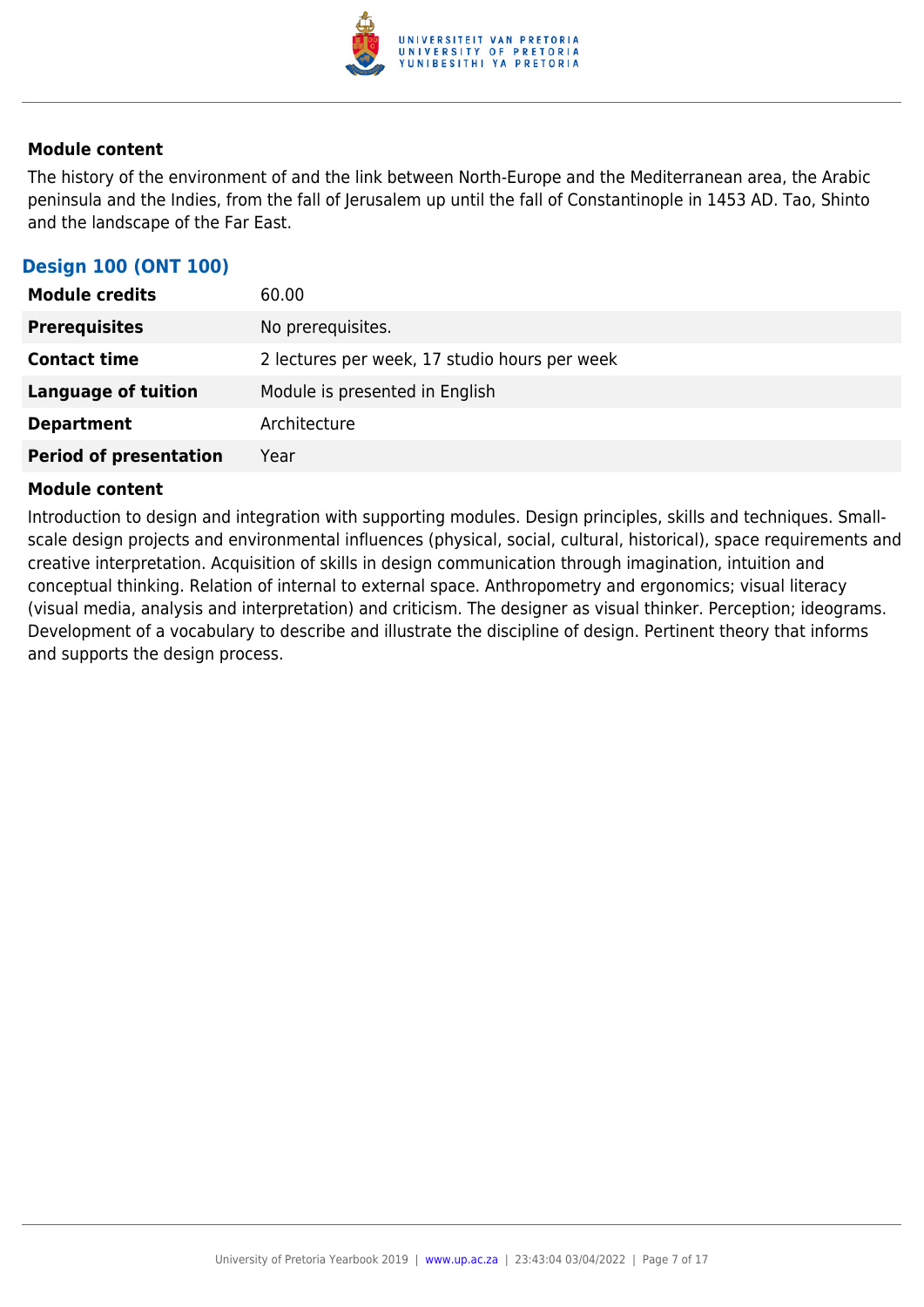#### Module content

The history of the environment of and the link between North-Europe and the Mediterranean area, the Arabic peninsula and the Indies, from the fall of Jerusalem up until the fall of Constantinople in 1453 AD. Tao, Shinto and the landscape of the Far East.

### Design 100 (ONT 100)

| | |
|---|---|
| **Module credits** | 60.00 |
| **Prerequisites** | No prerequisites. |
| **Contact time** | 2 lectures per week, 17 studio hours per week |
| **Language of tuition** | Module is presented in English |
| **Department** | Architecture |
| **Period of presentation** | Year |

#### Module content

Introduction to design and integration with supporting modules. Design principles, skills and techniques. Small-scale design projects and environmental influences (physical, social, cultural, historical), space requirements and creative interpretation. Acquisition of skills in design communication through imagination, intuition and conceptual thinking. Relation of internal to external space. Anthropometry and ergonomics; visual literacy (visual media, analysis and interpretation) and criticism. The designer as visual thinker. Perception; ideograms. Development of a vocabulary to describe and illustrate the discipline of design. Pertinent theory that informs and supports the design process.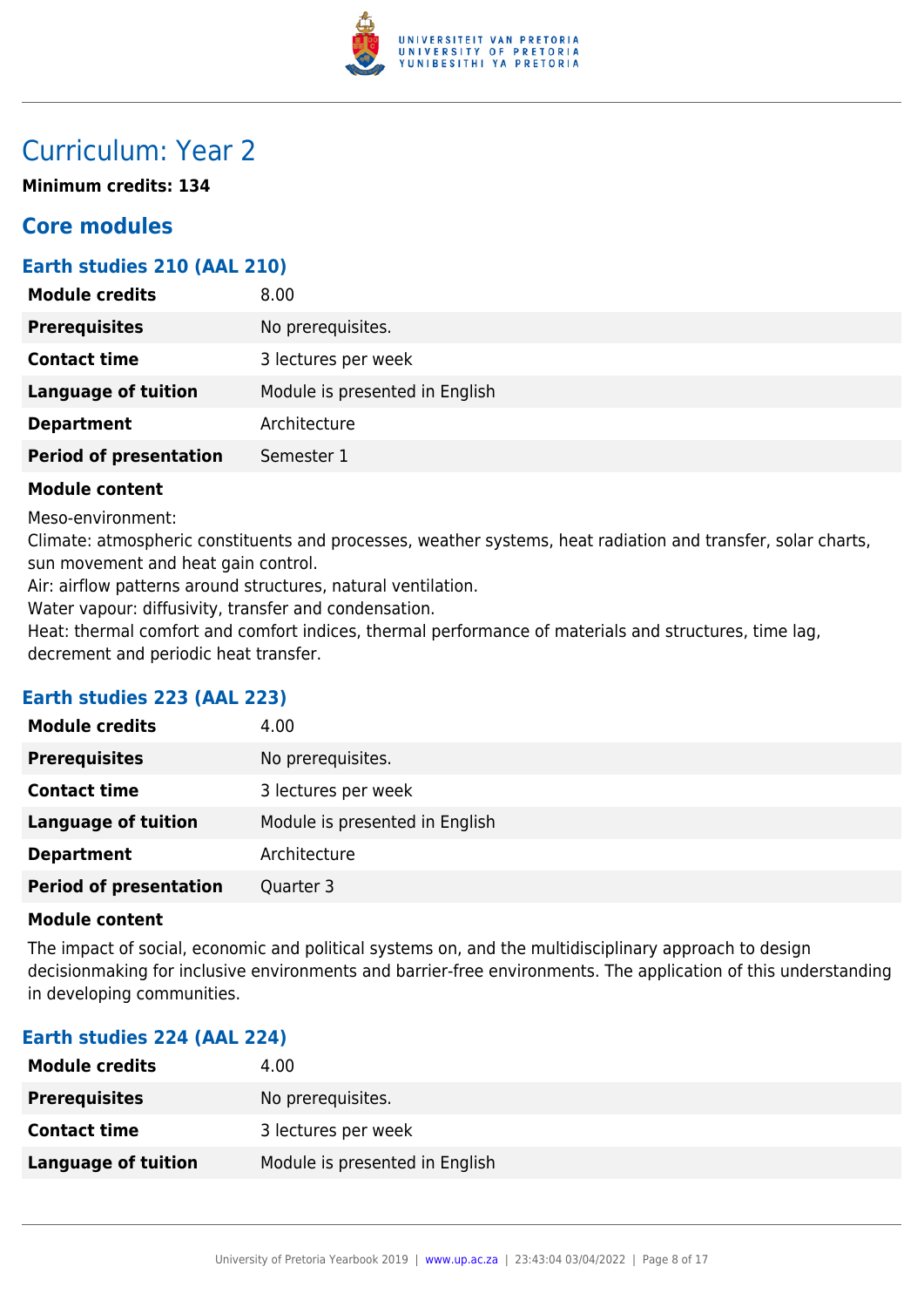# Curriculum: Year 2

**Minimum credits: 134**

## Core modules

### Earth studies 210 (AAL 210)

| | |
|---|---|
| **Module credits** | 8.00 |
| **Prerequisites** | No prerequisites. |
| **Contact time** | 3 lectures per week |
| **Language of tuition** | Module is presented in English |
| **Department** | Architecture |
| **Period of presentation** | Semester 1 |

**Module content**

Meso-environment:
Climate: atmospheric constituents and processes, weather systems, heat radiation and transfer, solar charts, sun movement and heat gain control.
Air: airflow patterns around structures, natural ventilation.
Water vapour: diffusivity, transfer and condensation.
Heat: thermal comfort and comfort indices, thermal performance of materials and structures, time lag, decrement and periodic heat transfer.

### Earth studies 223 (AAL 223)

| | |
|---|---|
| **Module credits** | 4.00 |
| **Prerequisites** | No prerequisites. |
| **Contact time** | 3 lectures per week |
| **Language of tuition** | Module is presented in English |
| **Department** | Architecture |
| **Period of presentation** | Quarter 3 |

**Module content**

The impact of social, economic and political systems on, and the multidisciplinary approach to design decisionmaking for inclusive environments and barrier-free environments. The application of this understanding in developing communities.

### Earth studies 224 (AAL 224)

| | |
|---|---|
| **Module credits** | 4.00 |
| **Prerequisites** | No prerequisites. |
| **Contact time** | 3 lectures per week |
| **Language of tuition** | Module is presented in English |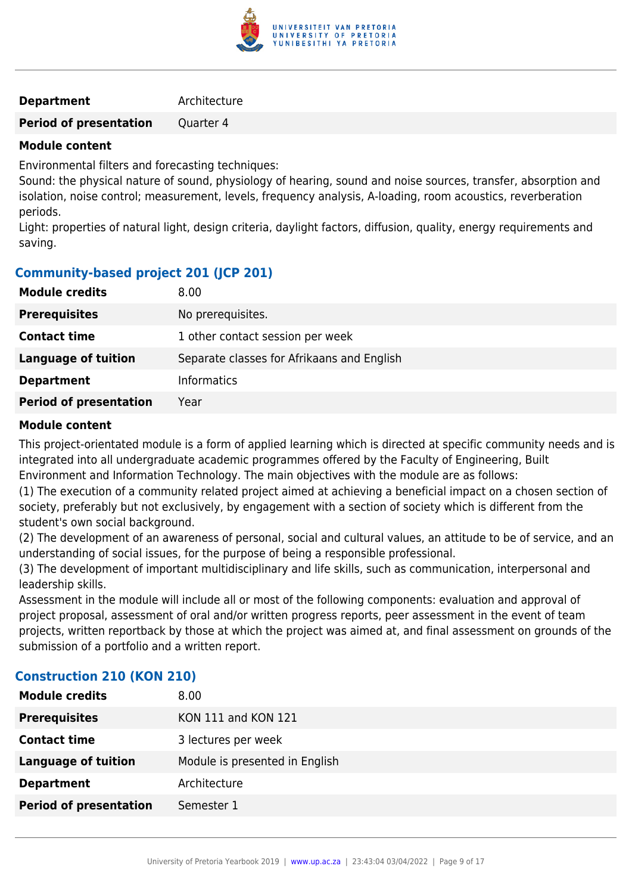| | |
|---|---|
| **Department** | Architecture |
| **Period of presentation** | Quarter 4 |

**Module content**

Environmental filters and forecasting techniques:
Sound: the physical nature of sound, physiology of hearing, sound and noise sources, transfer, absorption and isolation, noise control; measurement, levels, frequency analysis, A-loading, room acoustics, reverberation periods.
Light: properties of natural light, design criteria, daylight factors, diffusion, quality, energy requirements and saving.

### Community-based project 201 (JCP 201)

| | |
|---|---|
| **Module credits** | 8.00 |
| **Prerequisites** | No prerequisites. |
| **Contact time** | 1 other contact session per week |
| **Language of tuition** | Separate classes for Afrikaans and English |
| **Department** | Informatics |
| **Period of presentation** | Year |

**Module content**

This project-orientated module is a form of applied learning which is directed at specific community needs and is integrated into all undergraduate academic programmes offered by the Faculty of Engineering, Built Environment and Information Technology. The main objectives with the module are as follows:
(1) The execution of a community related project aimed at achieving a beneficial impact on a chosen section of society, preferably but not exclusively, by engagement with a section of society which is different from the student's own social background.
(2) The development of an awareness of personal, social and cultural values, an attitude to be of service, and an understanding of social issues, for the purpose of being a responsible professional.
(3) The development of important multidisciplinary and life skills, such as communication, interpersonal and leadership skills.
Assessment in the module will include all or most of the following components: evaluation and approval of project proposal, assessment of oral and/or written progress reports, peer assessment in the event of team projects, written reportback by those at which the project was aimed at, and final assessment on grounds of the submission of a portfolio and a written report.

### Construction 210 (KON 210)

| | |
|---|---|
| **Module credits** | 8.00 |
| **Prerequisites** | KON 111 and KON 121 |
| **Contact time** | 3 lectures per week |
| **Language of tuition** | Module is presented in English |
| **Department** | Architecture |
| **Period of presentation** | Semester 1 |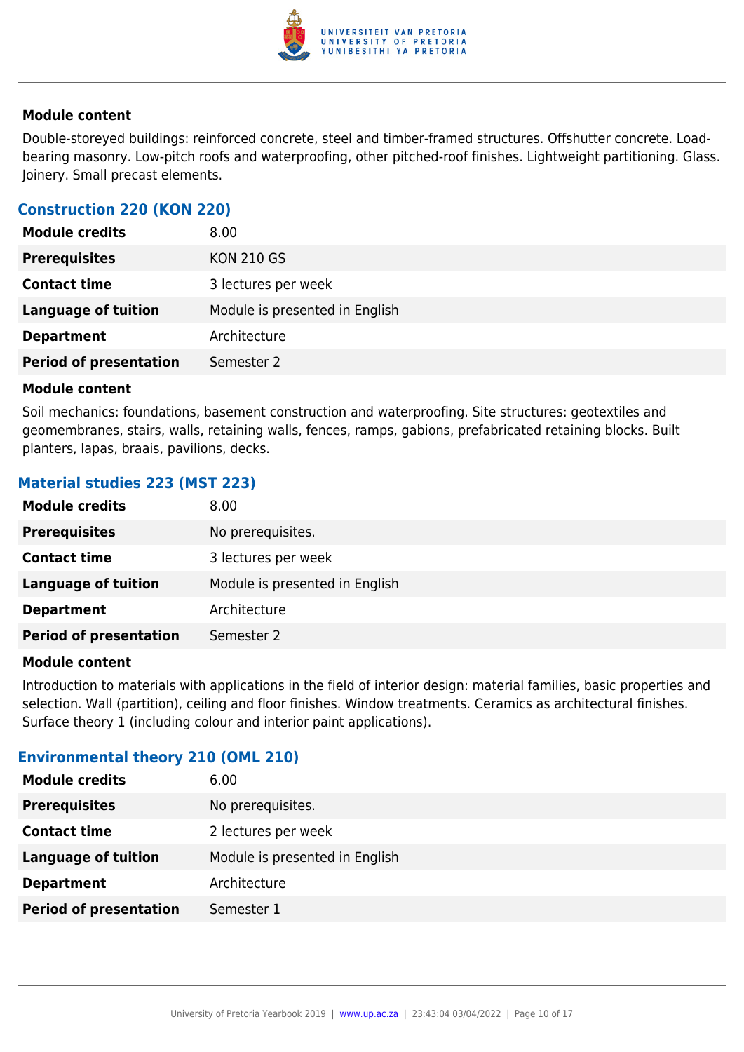#### Module content

Double-storeyed buildings: reinforced concrete, steel and timber-framed structures. Offshutter concrete. Load-bearing masonry. Low-pitch roofs and waterproofing, other pitched-roof finishes. Lightweight partitioning. Glass. Joinery. Small precast elements.

### Construction 220 (KON 220)

| | |
|---|---|
| **Module credits** | 8.00 |
| **Prerequisites** | KON 210 GS |
| **Contact time** | 3 lectures per week |
| **Language of tuition** | Module is presented in English |
| **Department** | Architecture |
| **Period of presentation** | Semester 2 |

#### Module content

Soil mechanics: foundations, basement construction and waterproofing. Site structures: geotextiles and geomembranes, stairs, walls, retaining walls, fences, ramps, gabions, prefabricated retaining blocks. Built planters, lapas, braais, pavilions, decks.

### Material studies 223 (MST 223)

| | |
|---|---|
| **Module credits** | 8.00 |
| **Prerequisites** | No prerequisites. |
| **Contact time** | 3 lectures per week |
| **Language of tuition** | Module is presented in English |
| **Department** | Architecture |
| **Period of presentation** | Semester 2 |

#### Module content

Introduction to materials with applications in the field of interior design: material families, basic properties and selection. Wall (partition), ceiling and floor finishes. Window treatments. Ceramics as architectural finishes. Surface theory 1 (including colour and interior paint applications).

### Environmental theory 210 (OML 210)

| | |
|---|---|
| **Module credits** | 6.00 |
| **Prerequisites** | No prerequisites. |
| **Contact time** | 2 lectures per week |
| **Language of tuition** | Module is presented in English |
| **Department** | Architecture |
| **Period of presentation** | Semester 1 |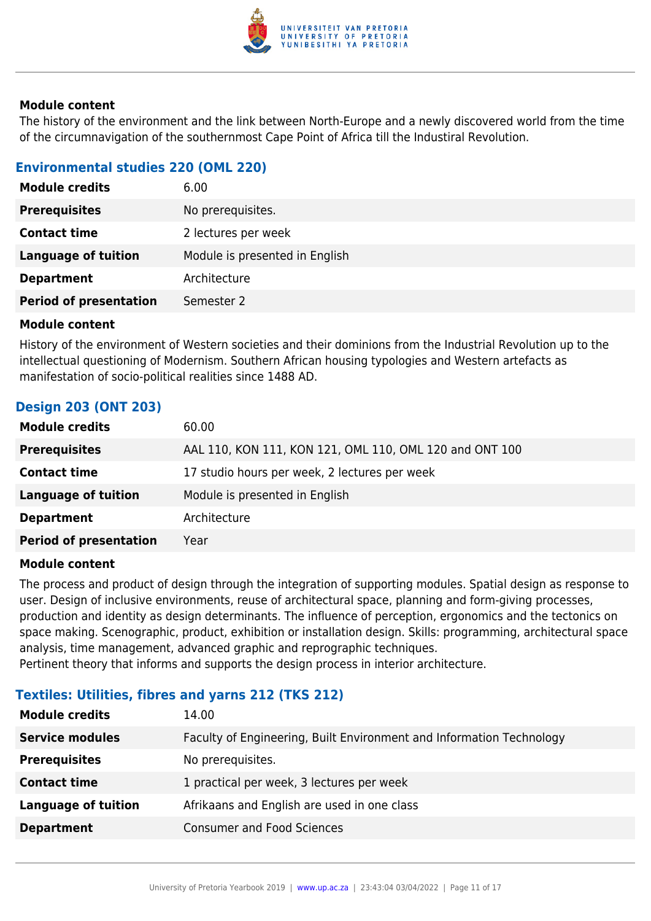**Module content**

The history of the environment and the link between North-Europe and a newly discovered world from the time of the circumnavigation of the southernmost Cape Point of Africa till the Industrial Revolution.

### Environmental studies 220 (OML 220)

| | |
|---|---|
| **Module credits** | 6.00 |
| **Prerequisites** | No prerequisites. |
| **Contact time** | 2 lectures per week |
| **Language of tuition** | Module is presented in English |
| **Department** | Architecture |
| **Period of presentation** | Semester 2 |

**Module content**

History of the environment of Western societies and their dominions from the Industrial Revolution up to the intellectual questioning of Modernism. Southern African housing typologies and Western artefacts as manifestation of socio-political realities since 1488 AD.

### Design 203 (ONT 203)

| | |
|---|---|
| **Module credits** | 60.00 |
| **Prerequisites** | AAL 110, KON 111, KON 121, OML 110, OML 120 and ONT 100 |
| **Contact time** | 17 studio hours per week, 2 lectures per week |
| **Language of tuition** | Module is presented in English |
| **Department** | Architecture |
| **Period of presentation** | Year |

**Module content**

The process and product of design through the integration of supporting modules. Spatial design as response to user. Design of inclusive environments, reuse of architectural space, planning and form-giving processes, production and identity as design determinants. The influence of perception, ergonomics and the tectonics on space making. Scenographic, product, exhibition or installation design. Skills: programming, architectural space analysis, time management, advanced graphic and reprographic techniques.
Pertinent theory that informs and supports the design process in interior architecture.

### Textiles: Utilities, fibres and yarns 212 (TKS 212)

| | |
|---|---|
| **Module credits** | 14.00 |
| **Service modules** | Faculty of Engineering, Built Environment and Information Technology |
| **Prerequisites** | No prerequisites. |
| **Contact time** | 1 practical per week, 3 lectures per week |
| **Language of tuition** | Afrikaans and English are used in one class |
| **Department** | Consumer and Food Sciences |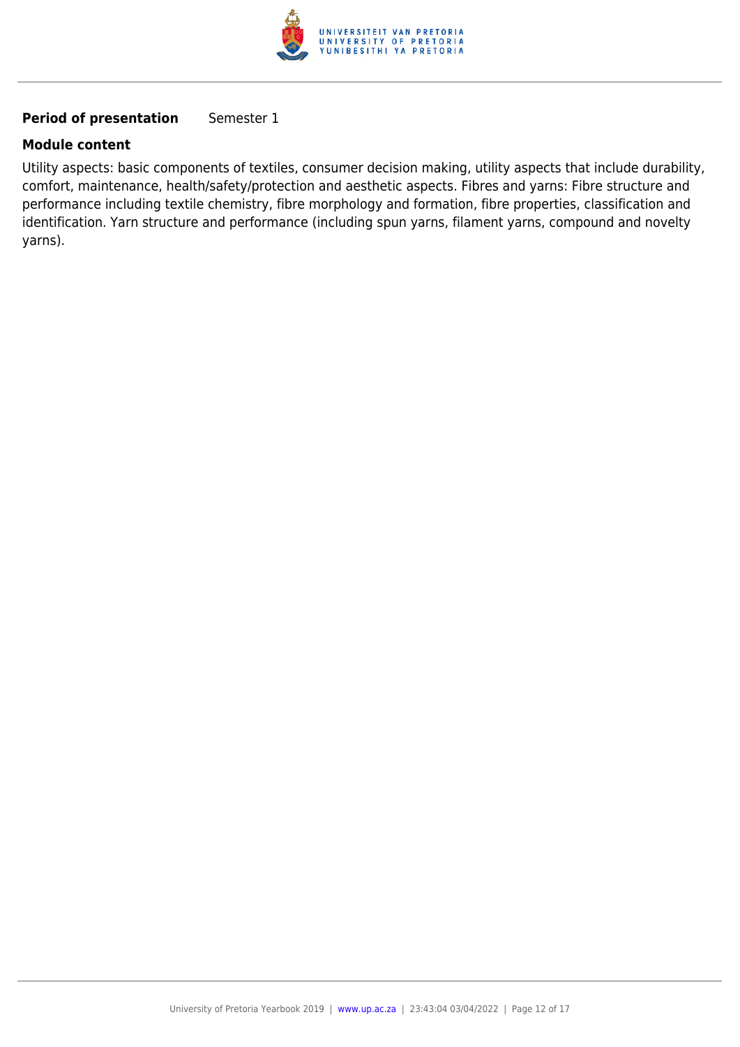**Period of presentation** Semester 1

**Module content**

Utility aspects: basic components of textiles, consumer decision making, utility aspects that include durability, comfort, maintenance, health/safety/protection and aesthetic aspects. Fibres and yarns: Fibre structure and performance including textile chemistry, fibre morphology and formation, fibre properties, classification and identification. Yarn structure and performance (including spun yarns, filament yarns, compound and novelty yarns).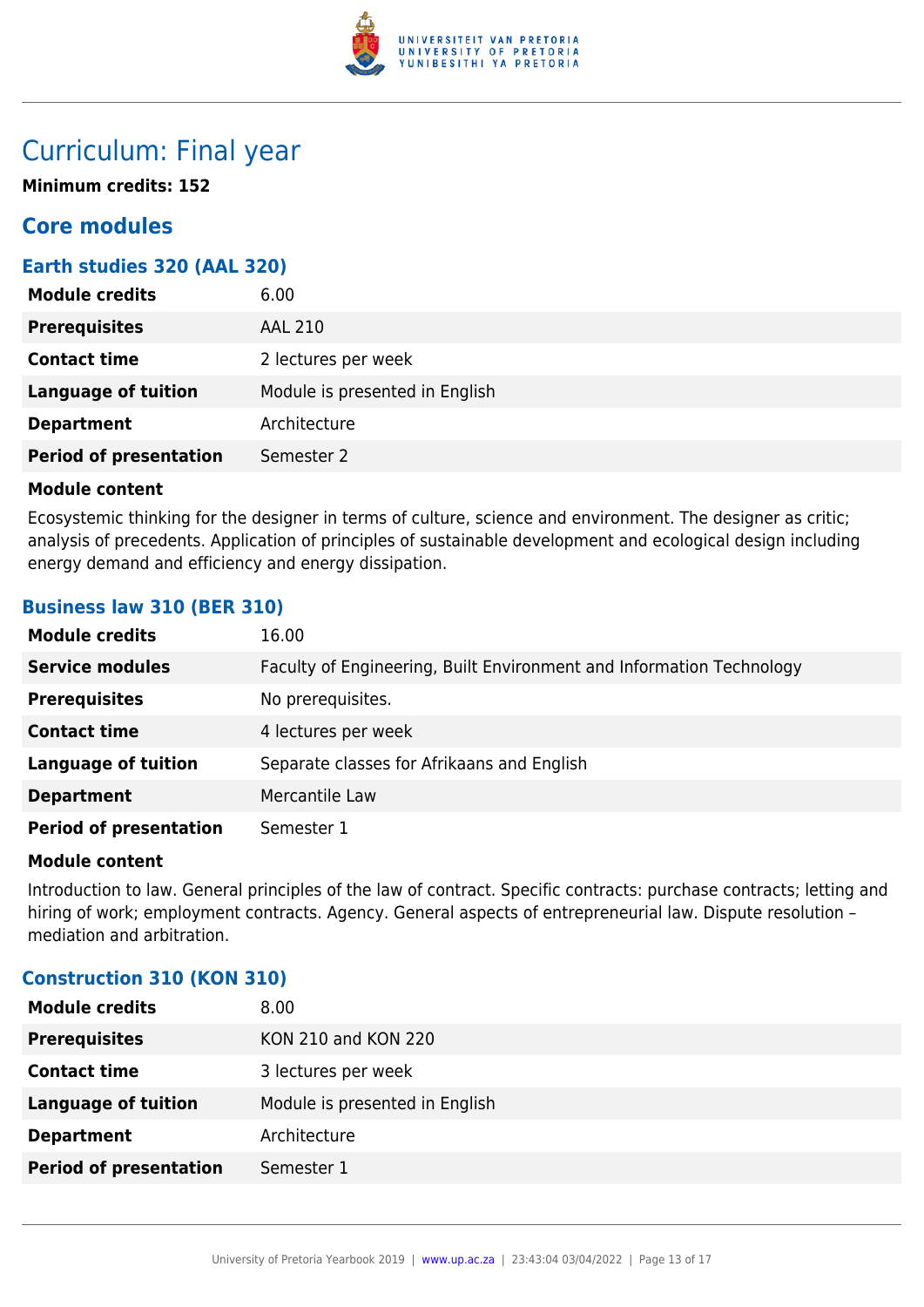# Curriculum: Final year

**Minimum credits: 152**

## Core modules

### Earth studies 320 (AAL 320)

| | |
|---|---|
| **Module credits** | 6.00 |
| **Prerequisites** | AAL 210 |
| **Contact time** | 2 lectures per week |
| **Language of tuition** | Module is presented in English |
| **Department** | Architecture |
| **Period of presentation** | Semester 2 |

**Module content**

Ecosystemic thinking for the designer in terms of culture, science and environment. The designer as critic; analysis of precedents. Application of principles of sustainable development and ecological design including energy demand and efficiency and energy dissipation.

### Business law 310 (BER 310)

| | |
|---|---|
| **Module credits** | 16.00 |
| **Service modules** | Faculty of Engineering, Built Environment and Information Technology |
| **Prerequisites** | No prerequisites. |
| **Contact time** | 4 lectures per week |
| **Language of tuition** | Separate classes for Afrikaans and English |
| **Department** | Mercantile Law |
| **Period of presentation** | Semester 1 |

**Module content**

Introduction to law. General principles of the law of contract. Specific contracts: purchase contracts; letting and hiring of work; employment contracts. Agency. General aspects of entrepreneurial law. Dispute resolution – mediation and arbitration.

### Construction 310 (KON 310)

| | |
|---|---|
| **Module credits** | 8.00 |
| **Prerequisites** | KON 210 and KON 220 |
| **Contact time** | 3 lectures per week |
| **Language of tuition** | Module is presented in English |
| **Department** | Architecture |
| **Period of presentation** | Semester 1 |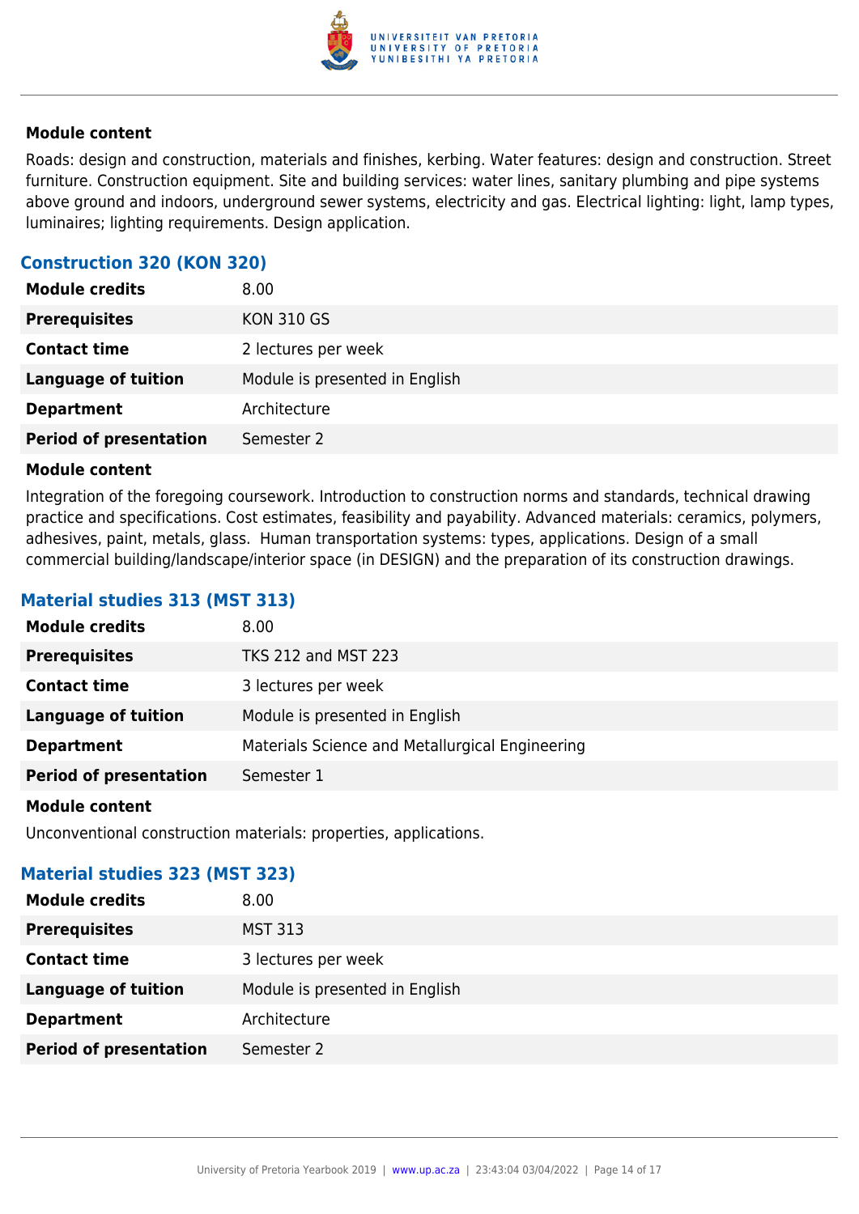**Module content**

Roads: design and construction, materials and finishes, kerbing. Water features: design and construction. Street furniture. Construction equipment. Site and building services: water lines, sanitary plumbing and pipe systems above ground and indoors, underground sewer systems, electricity and gas. Electrical lighting: light, lamp types, luminaires; lighting requirements. Design application.

### Construction 320 (KON 320)

| | |
|---|---|
| **Module credits** | 8.00 |
| **Prerequisites** | KON 310 GS |
| **Contact time** | 2 lectures per week |
| **Language of tuition** | Module is presented in English |
| **Department** | Architecture |
| **Period of presentation** | Semester 2 |

**Module content**

Integration of the foregoing coursework. Introduction to construction norms and standards, technical drawing practice and specifications. Cost estimates, feasibility and payability. Advanced materials: ceramics, polymers, adhesives, paint, metals, glass. Human transportation systems: types, applications. Design of a small commercial building/landscape/interior space (in DESIGN) and the preparation of its construction drawings.

### Material studies 313 (MST 313)

| | |
|---|---|
| **Module credits** | 8.00 |
| **Prerequisites** | TKS 212 and MST 223 |
| **Contact time** | 3 lectures per week |
| **Language of tuition** | Module is presented in English |
| **Department** | Materials Science and Metallurgical Engineering |
| **Period of presentation** | Semester 1 |

**Module content**

Unconventional construction materials: properties, applications.

### Material studies 323 (MST 323)

| | |
|---|---|
| **Module credits** | 8.00 |
| **Prerequisites** | MST 313 |
| **Contact time** | 3 lectures per week |
| **Language of tuition** | Module is presented in English |
| **Department** | Architecture |
| **Period of presentation** | Semester 2 |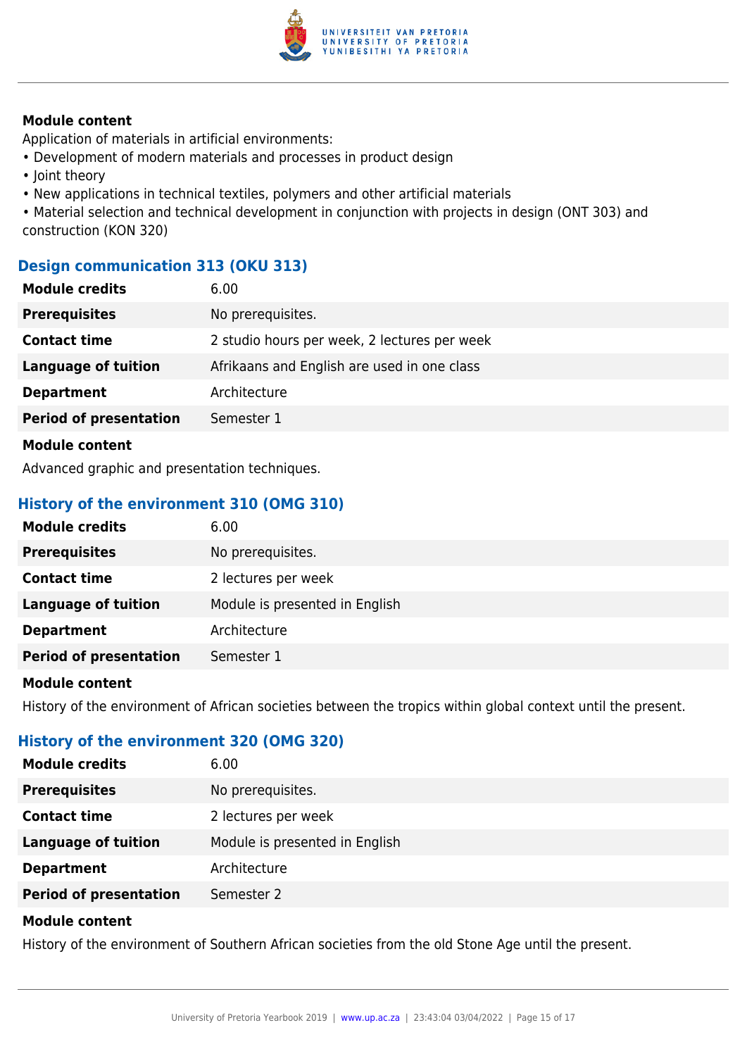**Module content**

Application of materials in artificial environments:

- Development of modern materials and processes in product design
- Joint theory
- New applications in technical textiles, polymers and other artificial materials
- Material selection and technical development in conjunction with projects in design (ONT 303) and construction (KON 320)

### Design communication 313 (OKU 313)

| | |
|---|---|
| **Module credits** | 6.00 |
| **Prerequisites** | No prerequisites. |
| **Contact time** | 2 studio hours per week, 2 lectures per week |
| **Language of tuition** | Afrikaans and English are used in one class |
| **Department** | Architecture |
| **Period of presentation** | Semester 1 |

**Module content**

Advanced graphic and presentation techniques.

### History of the environment 310 (OMG 310)

| | |
|---|---|
| **Module credits** | 6.00 |
| **Prerequisites** | No prerequisites. |
| **Contact time** | 2 lectures per week |
| **Language of tuition** | Module is presented in English |
| **Department** | Architecture |
| **Period of presentation** | Semester 1 |

**Module content**

History of the environment of African societies between the tropics within global context until the present.

### History of the environment 320 (OMG 320)

| | |
|---|---|
| **Module credits** | 6.00 |
| **Prerequisites** | No prerequisites. |
| **Contact time** | 2 lectures per week |
| **Language of tuition** | Module is presented in English |
| **Department** | Architecture |
| **Period of presentation** | Semester 2 |

**Module content**

History of the environment of Southern African societies from the old Stone Age until the present.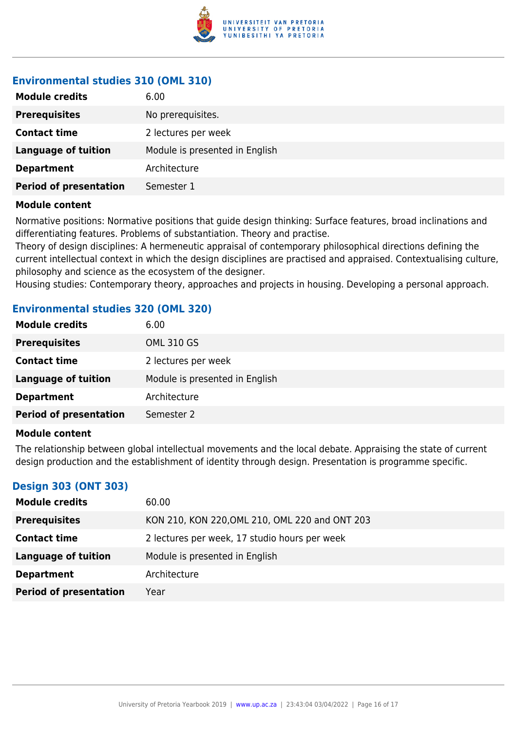### Environmental studies 310 (OML 310)

| | |
|---|---|
| **Module credits** | 6.00 |
| **Prerequisites** | No prerequisites. |
| **Contact time** | 2 lectures per week |
| **Language of tuition** | Module is presented in English |
| **Department** | Architecture |
| **Period of presentation** | Semester 1 |

**Module content**

Normative positions: Normative positions that guide design thinking: Surface features, broad inclinations and differentiating features. Problems of substantiation. Theory and practise.

Theory of design disciplines: A hermeneutic appraisal of contemporary philosophical directions defining the current intellectual context in which the design disciplines are practised and appraised. Contextualising culture, philosophy and science as the ecosystem of the designer.

Housing studies: Contemporary theory, approaches and projects in housing. Developing a personal approach.

### Environmental studies 320 (OML 320)

| | |
|---|---|
| **Module credits** | 6.00 |
| **Prerequisites** | OML 310 GS |
| **Contact time** | 2 lectures per week |
| **Language of tuition** | Module is presented in English |
| **Department** | Architecture |
| **Period of presentation** | Semester 2 |

**Module content**

The relationship between global intellectual movements and the local debate. Appraising the state of current design production and the establishment of identity through design. Presentation is programme specific.

### Design 303 (ONT 303)

| | |
|---|---|
| **Module credits** | 60.00 |
| **Prerequisites** | KON 210, KON 220,OML 210, OML 220 and ONT 203 |
| **Contact time** | 2 lectures per week, 17 studio hours per week |
| **Language of tuition** | Module is presented in English |
| **Department** | Architecture |
| **Period of presentation** | Year |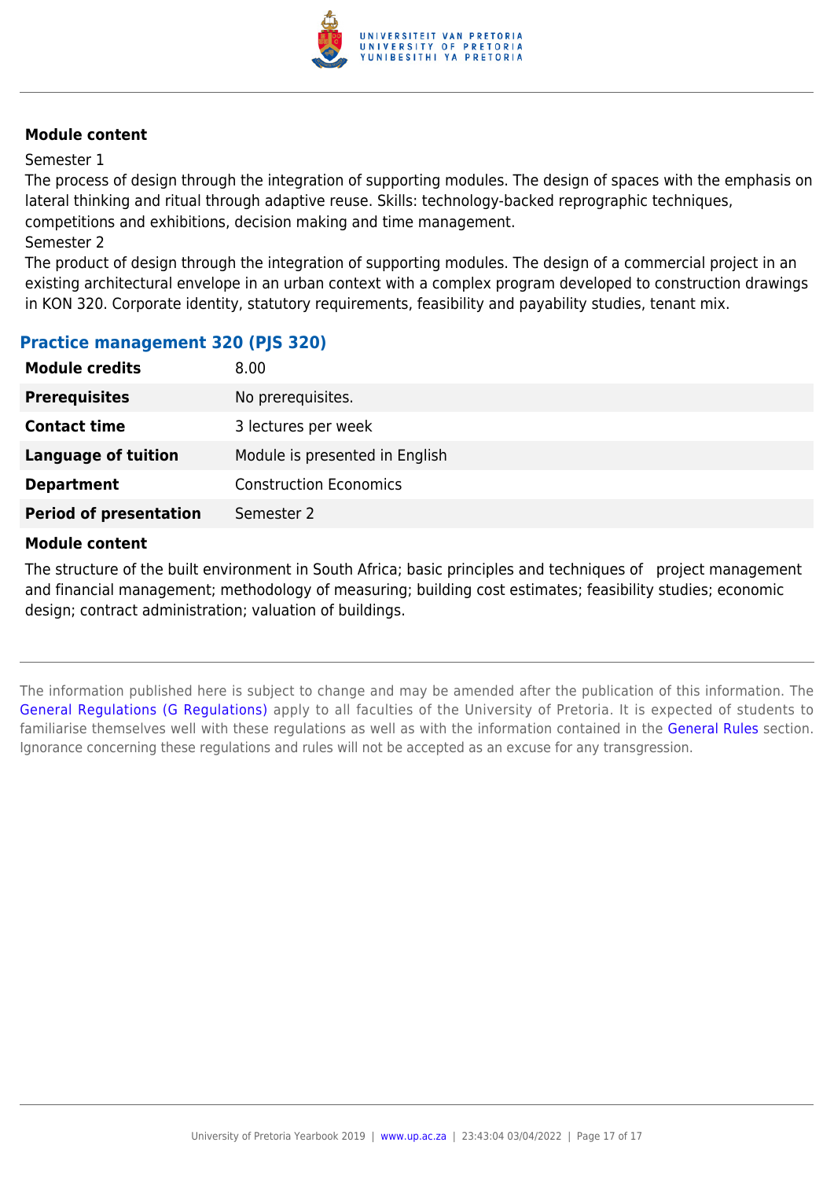**Module content**

Semester 1

The process of design through the integration of supporting modules. The design of spaces with the emphasis on lateral thinking and ritual through adaptive reuse. Skills: technology-backed reprographic techniques, competitions and exhibitions, decision making and time management.

Semester 2

The product of design through the integration of supporting modules. The design of a commercial project in an existing architectural envelope in an urban context with a complex program developed to construction drawings in KON 320. Corporate identity, statutory requirements, feasibility and payability studies, tenant mix.

### Practice management 320 (PJS 320)

| | |
|---|---|
| **Module credits** | 8.00 |
| **Prerequisites** | No prerequisites. |
| **Contact time** | 3 lectures per week |
| **Language of tuition** | Module is presented in English |
| **Department** | Construction Economics |
| **Period of presentation** | Semester 2 |

**Module content**

The structure of the built environment in South Africa; basic principles and techniques of project management and financial management; methodology of measuring; building cost estimates; feasibility studies; economic design; contract administration; valuation of buildings.

The information published here is subject to change and may be amended after the publication of this information. The General Regulations (G Regulations) apply to all faculties of the University of Pretoria. It is expected of students to familiarise themselves well with these regulations as well as with the information contained in the General Rules section. Ignorance concerning these regulations and rules will not be accepted as an excuse for any transgression.